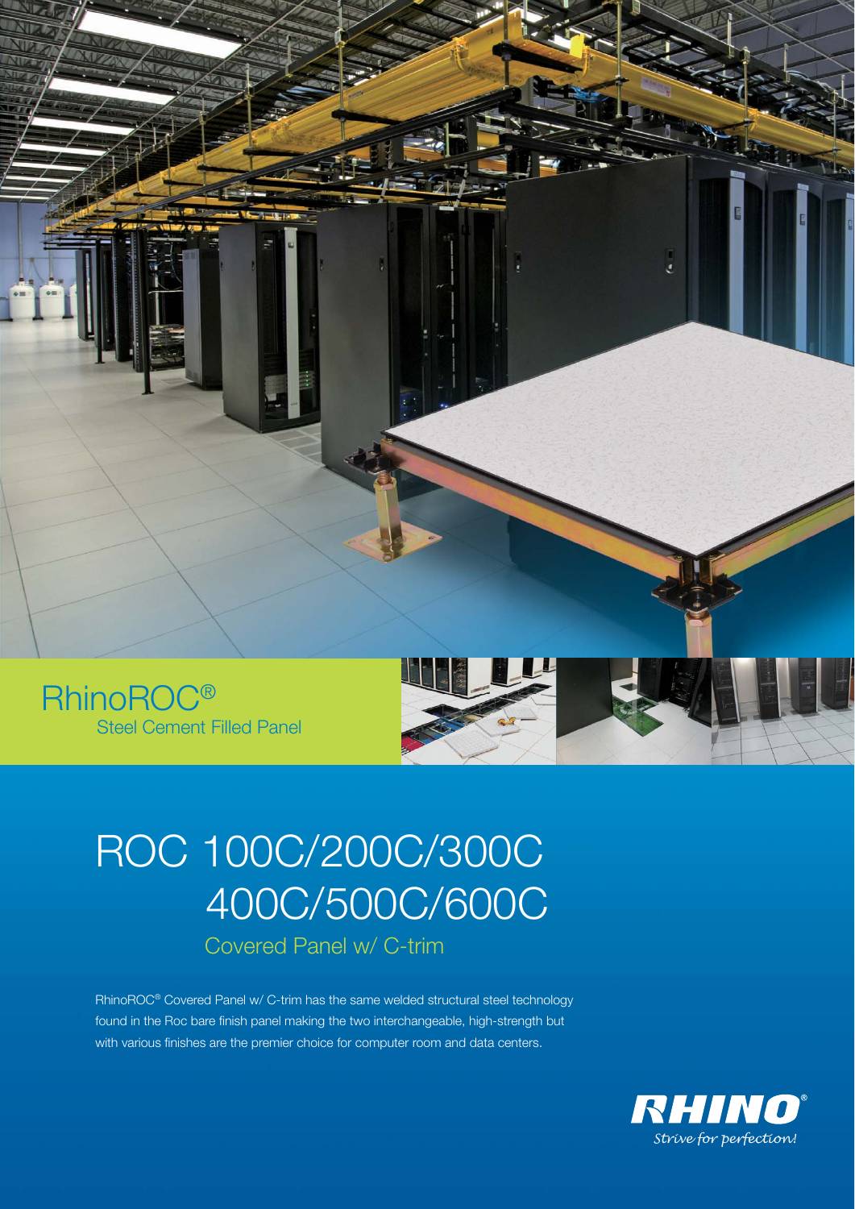# RhinoROC®

## Steel Cement Filled Panel

# ROC 100C/200C/300C 400C/500C/600C

## Covered Panel w/ C-trim

RhinoROC® Covered Panel w/ C-trim has the same welded structural steel technology found in the Roc bare finish panel making the two interchangeable, high-strength but with various finishes are the premier choice for computer room and data centers.

**RHINO®**

*Strive for perfection!*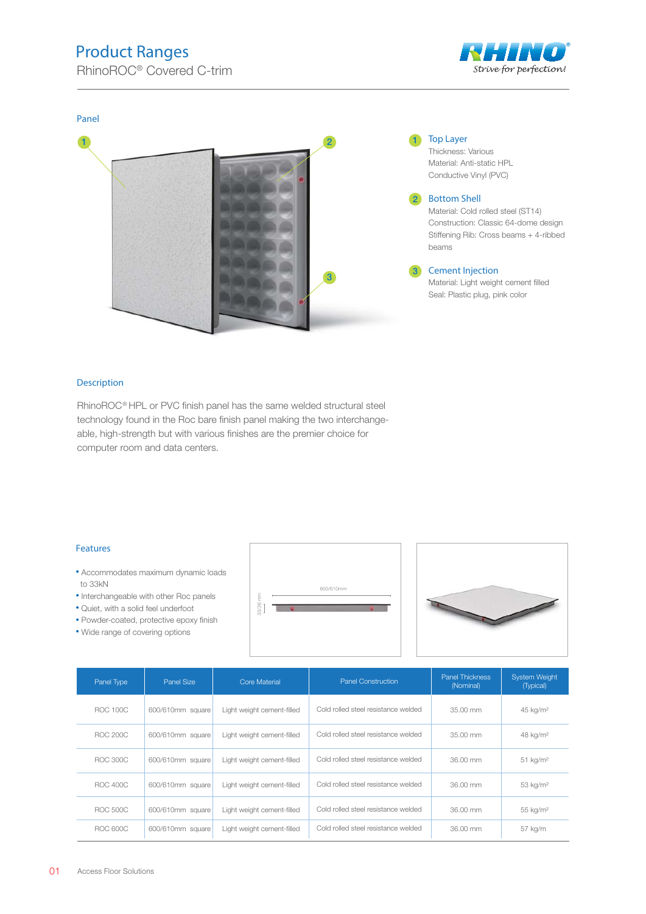# Product Ranges

RhinoROC® Covered C-trim

## Panel

1. **Top Layer**
   Thickness: Various
   Material: Anti-static HPL
   Conductive Vinyl (PVC)

2. **Bottom Shell**
   Material: Cold rolled steel (ST14)
   Construction: Classic 64-dome design
   Stiffening Rib: Cross beams + 4-ribbed beams

3. **Cement Injection**
   Material: Light weight cement filled
   Seal: Plastic plug, pink color

## Description

RhinoROC® HPL or PVC finish panel has the same welded structural steel technology found in the Roc bare finish panel making the two interchange-able, high-strength but with various finishes are the premier choice for computer room and data centers.

## Features

- Accommodates maximum dynamic loads to 33kN
- Interchangeable with other Roc panels
- Quiet, with a solid feel underfoot
- Powder-coated, protective epoxy finish
- Wide range of covering options

600/610mm

35/36 mm

| Panel Type | Panel Size | Core Material | Panel Construction | Panel Thickness (Nominal) | System Weight (Typical) |
|---|---|---|---|---|---|
| ROC 100C | 600/610mm square | Light weight cement-filled | Cold rolled steel resistance welded | 35.00 mm | 45 kg/m² |
| ROC 200C | 600/610mm square | Light weight cement-filled | Cold rolled steel resistance welded | 35.00 mm | 48 kg/m² |
| ROC 300C | 600/610mm square | Light weight cement-filled | Cold rolled steel resistance welded | 36.00 mm | 51 kg/m² |
| ROC 400C | 600/610mm square | Light weight cement-filled | Cold rolled steel resistance welded | 36.00 mm | 53 kg/m² |
| ROC 500C | 600/610mm square | Light weight cement-filled | Cold rolled steel resistance welded | 36.00 mm | 55 kg/m² |
| ROC 600C | 600/610mm square | Light weight cement-filled | Cold rolled steel resistance welded | 36.00 mm | 57 kg/m |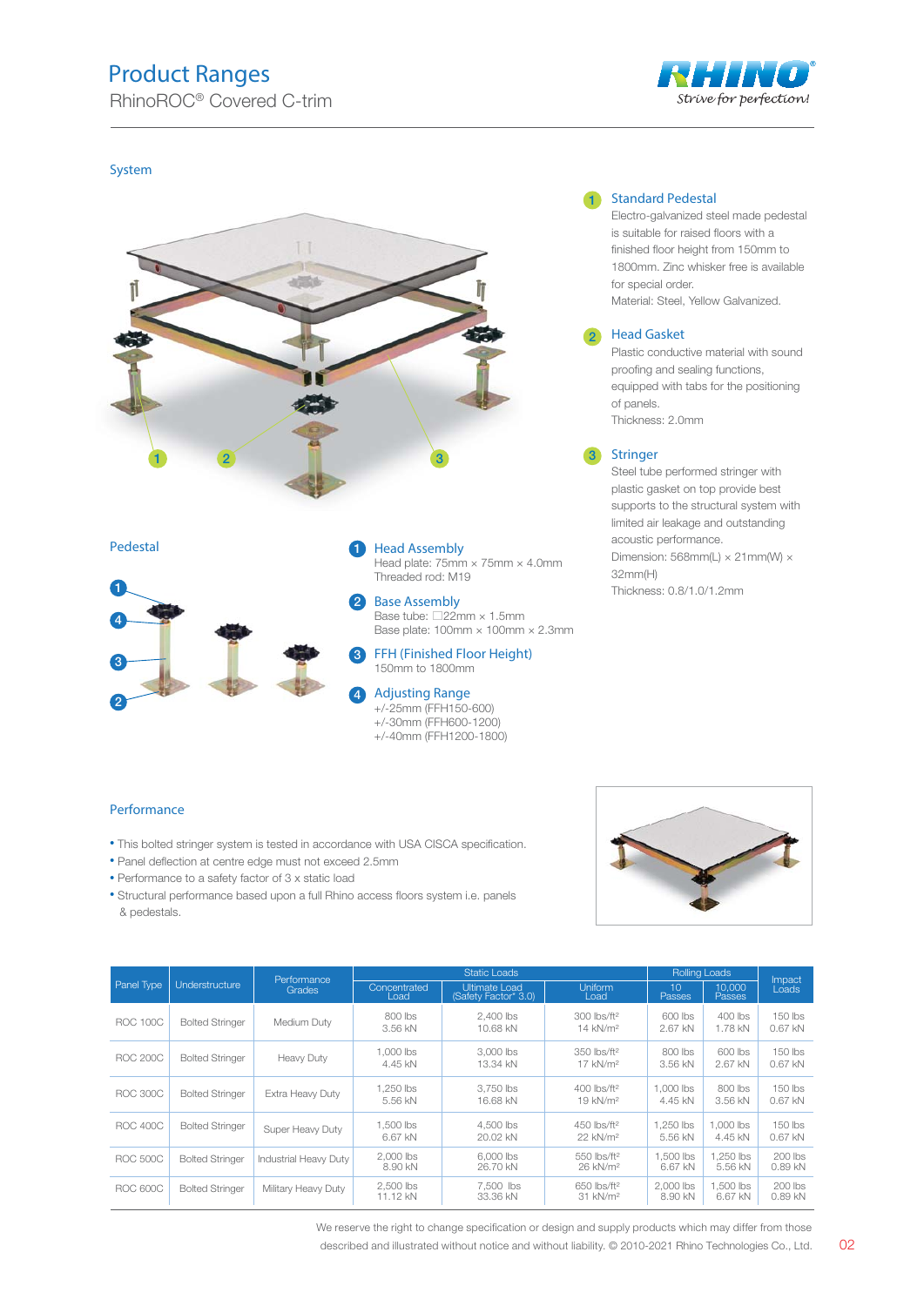# Product Ranges

RhinoROC® Covered C-trim

## System

**1 Standard Pedestal**

Electro-galvanized steel made pedestal is suitable for raised floors with a finished floor height from 150mm to 1800mm. Zinc whisker free is available for special order.
Material: Steel, Yellow Galvanized.

**2 Head Gasket**

Plastic conductive material with sound proofing and sealing functions, equipped with tabs for the positioning of panels.
Thickness: 2.0mm

**3 Stringer**

Steel tube performed stringer with plastic gasket on top provide best supports to the structural system with limited air leakage and outstanding acoustic performance.
Dimension: 568mm(L) × 21mm(W) × 32mm(H)
Thickness: 0.8/1.0/1.2mm

## Pedestal

**1 Head Assembly**
Head plate: 75mm × 75mm × 4.0mm
Threaded rod: M19

**2 Base Assembly**
Base tube: □22mm × 1.5mm
Base plate: 100mm × 100mm × 2.3mm

**3 FFH (Finished Floor Height)**
150mm to 1800mm

**4 Adjusting Range**
+/-25mm (FFH150-600)
+/-30mm (FFH600-1200)
+/-40mm (FFH1200-1800)

## Performance

- This bolted stringer system is tested in accordance with USA CISCA specification.
- Panel deflection at centre edge must not exceed 2.5mm
- Performance to a safety factor of 3 x static load
- Structural performance based upon a full Rhino access floors system i.e. panels & pedestals.

| Panel Type | Understructure | Performance Grades | Static Loads | | | Rolling Loads | | Impact Loads |
|---|---|---|---|---|---|---|---|---|
| | | | Concentrated Load | Ultimate Load (Safety Factor* 3.0) | Uniform Load | 10 Passes | 10,000 Passes | |
| ROC 100C | Bolted Stringer | Medium Duty | 800 lbs 3.56 kN | 2,400 lbs 10.68 kN | 300 lbs/ft² 14 kN/m² | 600 lbs 2.67 kN | 400 lbs 1.78 kN | 150 lbs 0.67 kN |
| ROC 200C | Bolted Stringer | Heavy Duty | 1,000 lbs 4.45 kN | 3,000 lbs 13.34 kN | 350 lbs/ft² 17 kN/m² | 800 lbs 3.56 kN | 600 lbs 2.67 kN | 150 lbs 0.67 kN |
| ROC 300C | Bolted Stringer | Extra Heavy Duty | 1,250 lbs 5.56 kN | 3,750 lbs 16.68 kN | 400 lbs/ft² 19 kN/m² | 1,000 lbs 4.45 kN | 800 lbs 3.56 kN | 150 lbs 0.67 kN |
| ROC 400C | Bolted Stringer | Super Heavy Duty | 1,500 lbs 6.67 kN | 4,500 lbs 20.02 kN | 450 lbs/ft² 22 kN/m² | 1,250 lbs 5.56 kN | 1,000 lbs 4.45 kN | 150 lbs 0.67 kN |
| ROC 500C | Bolted Stringer | Industrial Heavy Duty | 2,000 lbs 8.90 kN | 6,000 lbs 26.70 kN | 550 lbs/ft² 26 kN/m² | 1,500 lbs 6.67 kN | 1,250 lbs 5.56 kN | 200 lbs 0.89 kN |
| ROC 600C | Bolted Stringer | Military Heavy Duty | 2,500 lbs 11.12 kN | 7,500 lbs 33.36 kN | 650 lbs/ft² 31 kN/m² | 2,000 lbs 8.90 kN | 1,500 lbs 6.67 kN | 200 lbs 0.89 kN |

We reserve the right to change specification or design and supply products which may differ from those described and illustrated without notice and without liability. © 2010-2021 Rhino Technologies Co., Ltd.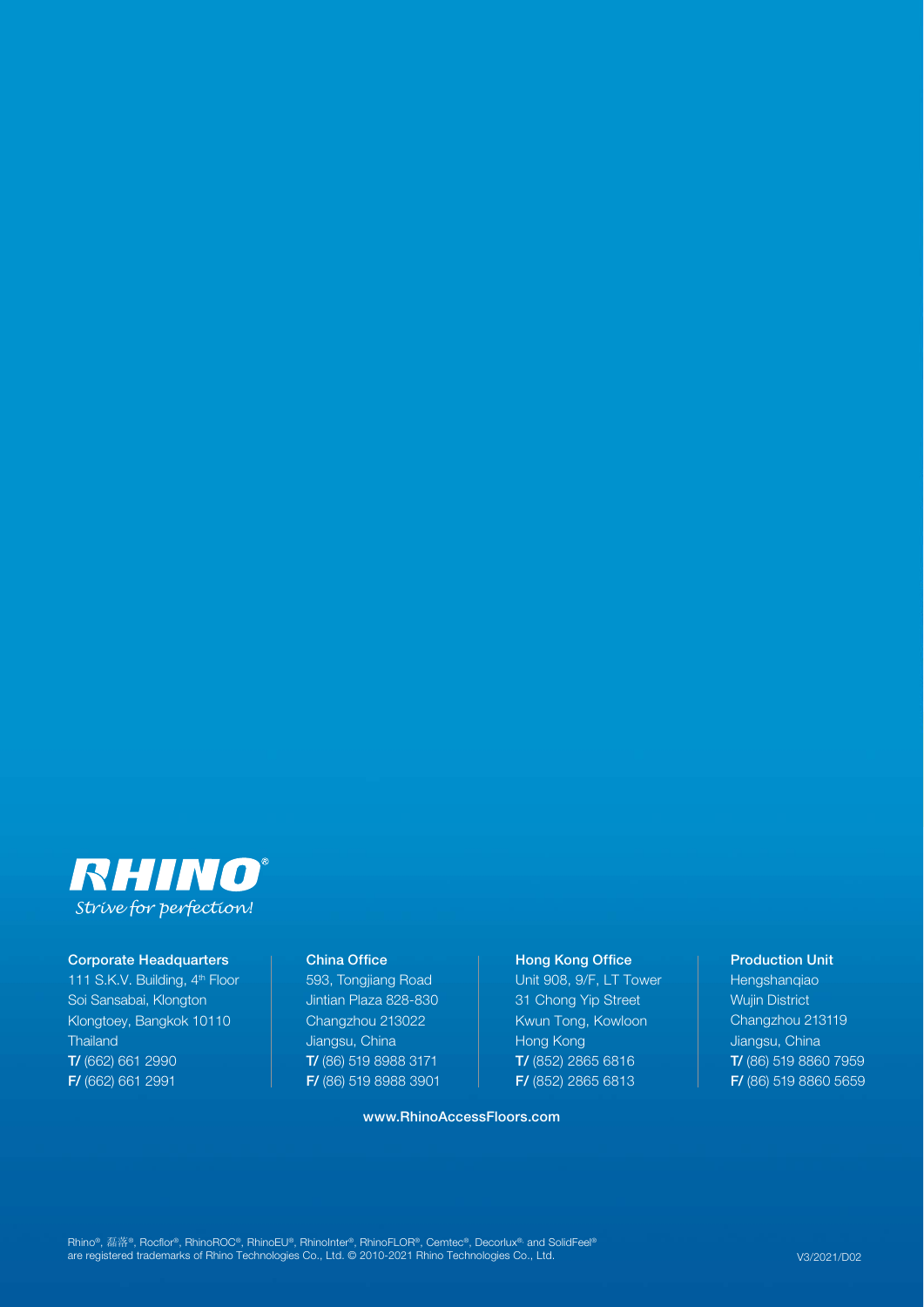RHINO®

*Strive for perfection!*

**Corporate Headquarters**
111 S.K.V. Building, 4th Floor
Soi Sansabai, Klongton
Klongtoey, Bangkok 10110
Thailand
**T/** (662) 661 2990
**F/** (662) 661 2991

**China Office**
593, Tongjiang Road
Jintian Plaza 828-830
Changzhou 213022
Jiangsu, China
**T/** (86) 519 8988 3171
**F/** (86) 519 8988 3901

**Hong Kong Office**
Unit 908, 9/F, LT Tower
31 Chong Yip Street
Kwun Tong, Kowloon
Hong Kong
**T/** (852) 2865 6816
**F/** (852) 2865 6813

**Production Unit**
Hengshanqiao
Wujin District
Changzhou 213119
Jiangsu, China
**T/** (86) 519 8860 7959
**F/** (86) 519 8860 5659

**www.RhinoAccessFloors.com**

Rhino®, 磊落®, Rocflor®, RhinoROC®, RhinoEU®, RhinoInter®, RhinoFLOR®, Cemtec®, Decorlux® and SolidFeel® are registered trademarks of Rhino Technologies Co., Ltd. © 2010-2021 Rhino Technologies Co., Ltd.

V3/2021/D02